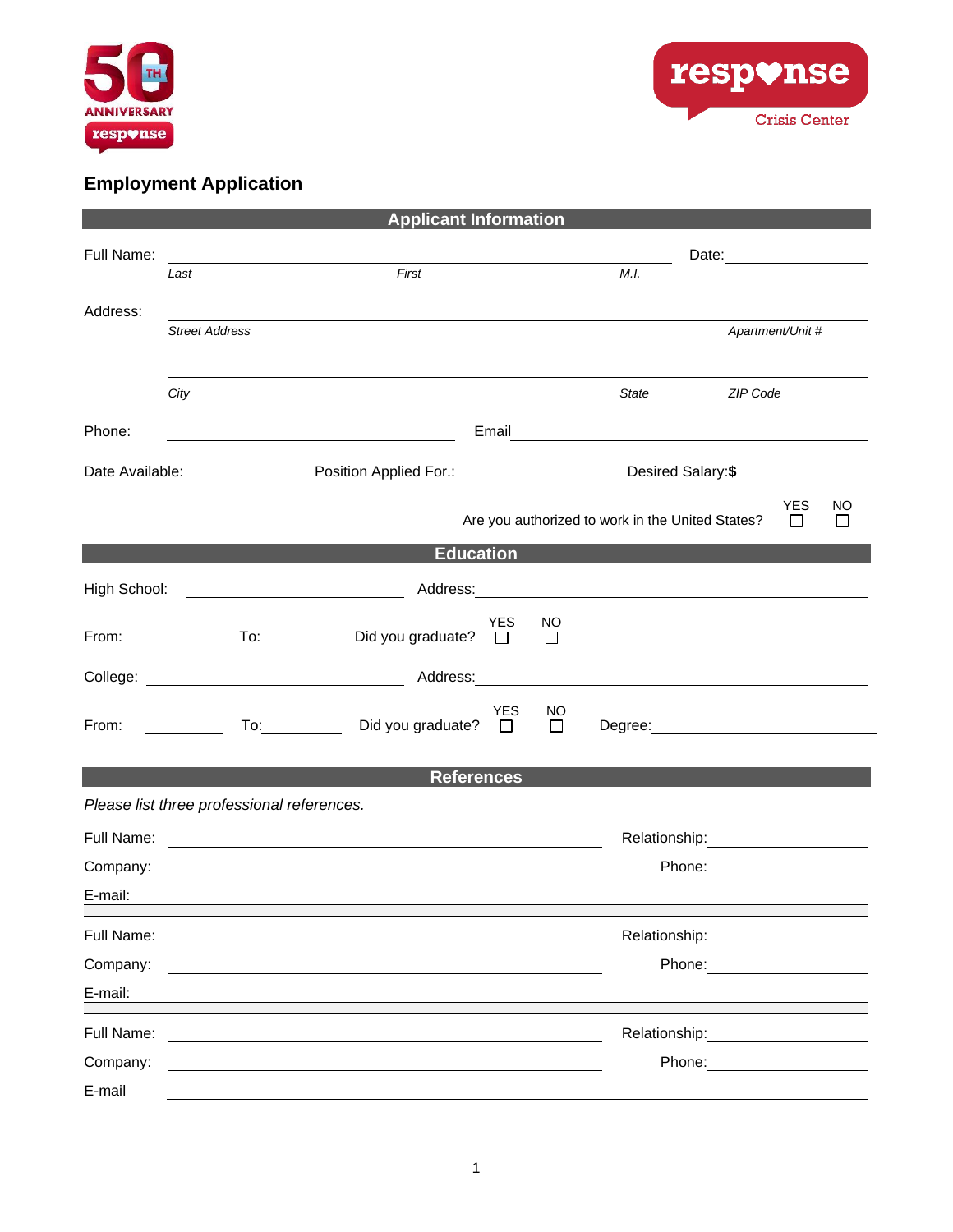50TH ANNIVERSARY response

response Crisis Center

## Employment Application

### Applicant Information

Full Name: ______________________________________________ Date: ______________
*Last* *First* *M.I.*

Address: ______________________________________________
*Street Address* *Apartment/Unit #*

______________________________________________
*City* *State* *ZIP Code*

Phone: ____________________ Email ____________________

Date Available: __________ Position Applied For.: __________ Desired Salary: **$** __________

Are you authorized to work in the United States? YES ☐ NO ☐

### Education

High School: ____________________ Address: ____________________

From: __________ To: __________ Did you graduate? YES ☐ NO ☐

College: ____________________ Address: ____________________

From: __________ To: __________ Did you graduate? YES ☐ NO ☐ Degree: __________

### References

*Please list three professional references.*

Full Name: ____________________ Relationship: __________

Company: ____________________ Phone: __________

E-mail: ____________________

---

Full Name: ____________________ Relationship: __________

Company: ____________________ Phone: __________

E-mail: ____________________

---

Full Name: ____________________ Relationship: __________

Company: ____________________ Phone: __________

E-mail ____________________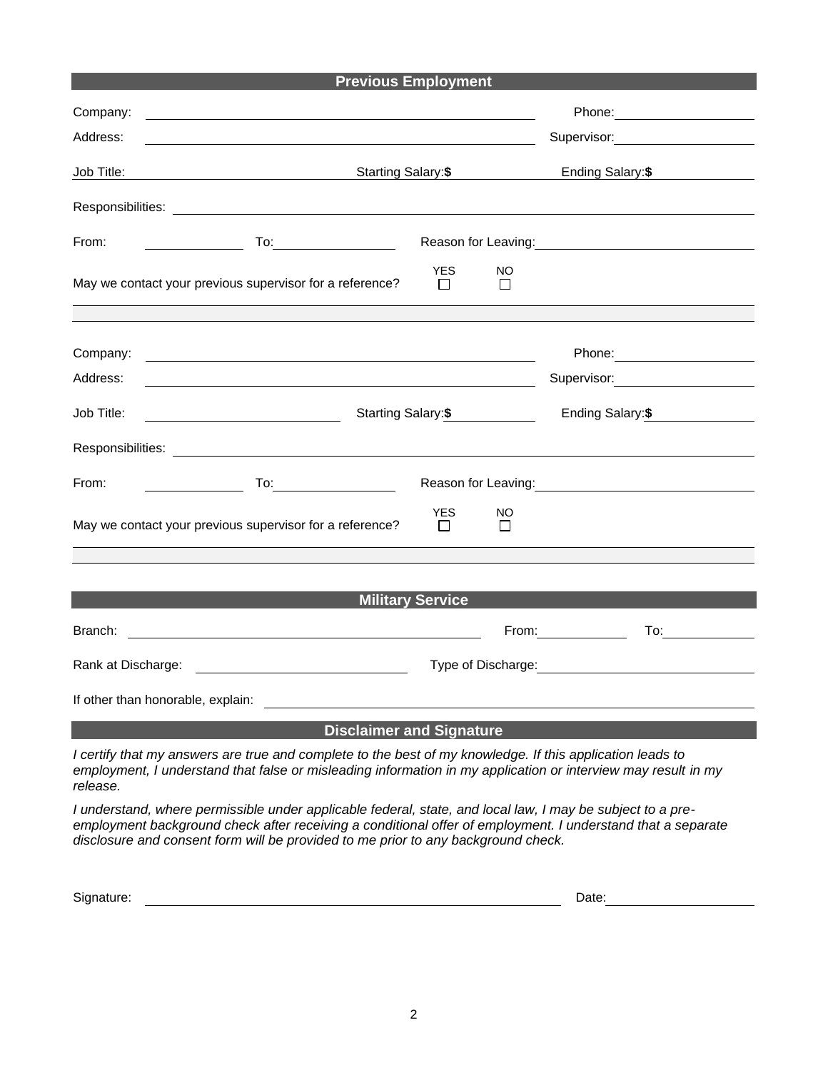## Previous Employment

Company: ______________________________ Phone: ______________

Address: ______________________________ Supervisor: ______________

Job Title: ______________ Starting Salary: $ ______________ Ending Salary: $ ______________

Responsibilities: ______________________________

From: ______________ To: ______________ Reason for Leaving: ______________

May we contact your previous supervisor for a reference? YES ☐ NO ☐

Company: ______________________________ Phone: ______________

Address: ______________________________ Supervisor: ______________

Job Title: ______________ Starting Salary: $ ______________ Ending Salary: $ ______________

Responsibilities: ______________________________

From: ______________ To: ______________ Reason for Leaving: ______________

May we contact your previous supervisor for a reference? YES ☐ NO ☐

## Military Service

Branch: ______________________________ From: ______________ To: ______________

Rank at Discharge: ______________ Type of Discharge: ______________

If other than honorable, explain: ______________________________

## Disclaimer and Signature

*I certify that my answers are true and complete to the best of my knowledge. If this application leads to employment, I understand that false or misleading information in my application or interview may result in my release.*

*I understand, where permissible under applicable federal, state, and local law, I may be subject to a pre-employment background check after receiving a conditional offer of employment. I understand that a separate disclosure and consent form will be provided to me prior to any background check.*

Signature: ______________________________ Date: ______________